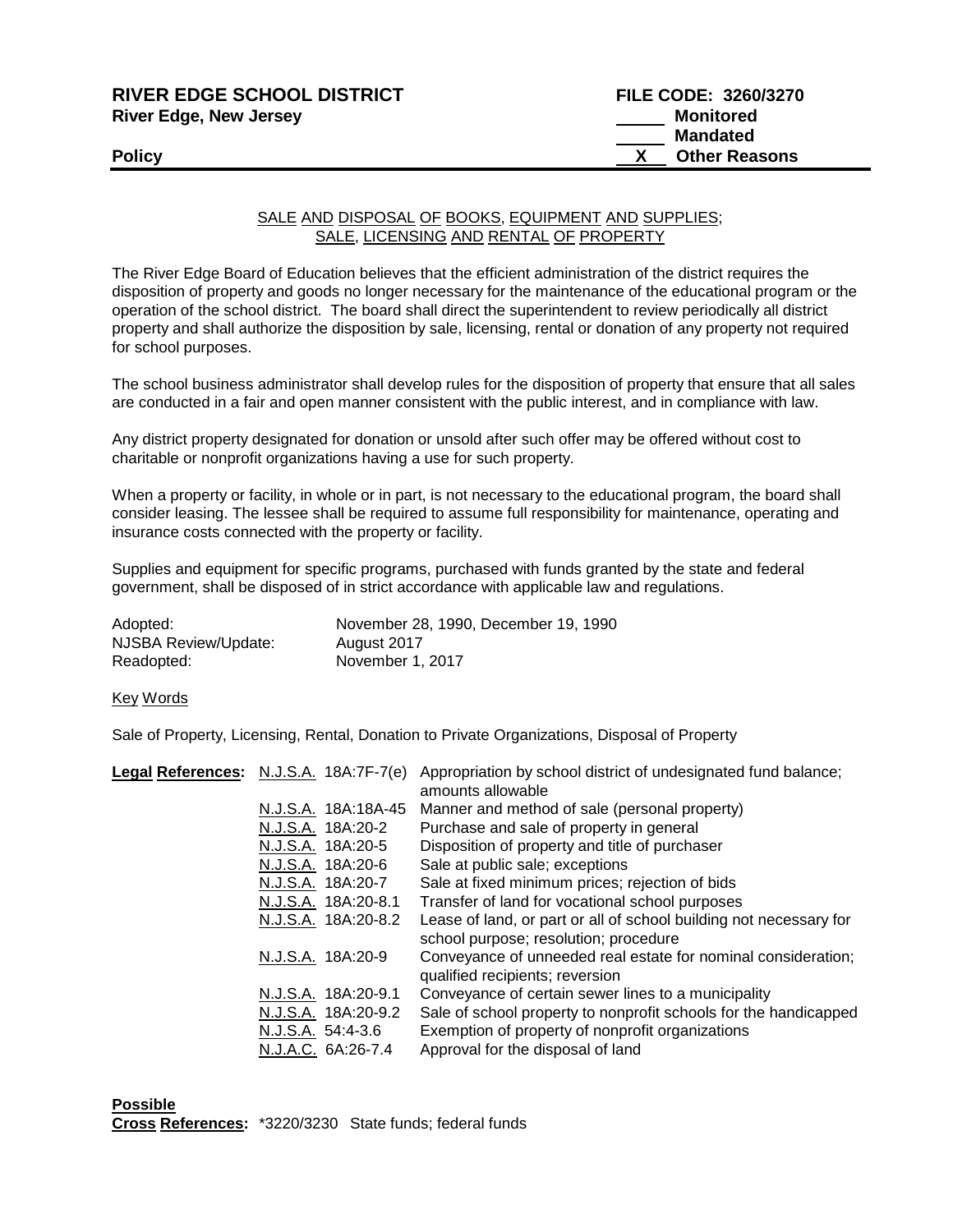**RIVER EDGE SCHOOL DISTRICT** **FILE CODE: 3260/3270**
**River Edge, New Jersey**

_____ **Monitored**
_____ **Mandated**
**Policy** __X__ **Other Reasons**

## SALE AND DISPOSAL OF BOOKS, EQUIPMENT AND SUPPLIES; SALE, LICENSING AND RENTAL OF PROPERTY

The River Edge Board of Education believes that the efficient administration of the district requires the disposition of property and goods no longer necessary for the maintenance of the educational program or the operation of the school district. The board shall direct the superintendent to review periodically all district property and shall authorize the disposition by sale, licensing, rental or donation of any property not required for school purposes.

The school business administrator shall develop rules for the disposition of property that ensure that all sales are conducted in a fair and open manner consistent with the public interest, and in compliance with law.

Any district property designated for donation or unsold after such offer may be offered without cost to charitable or nonprofit organizations having a use for such property.

When a property or facility, in whole or in part, is not necessary to the educational program, the board shall consider leasing. The lessee shall be required to assume full responsibility for maintenance, operating and insurance costs connected with the property or facility.

Supplies and equipment for specific programs, purchased with funds granted by the state and federal government, shall be disposed of in strict accordance with applicable law and regulations.

| | |
|---|---|
| Adopted: | November 28, 1990, December 19, 1990 |
| NJSBA Review/Update: | August 2017 |
| Readopted: | November 1, 2017 |

Key Words

Sale of Property, Licensing, Rental, Donation to Private Organizations, Disposal of Property

| **Legal References:** | | |
|---|---|---|
| | N.J.S.A. 18A:7F-7(e) | Appropriation by school district of undesignated fund balance; amounts allowable |
| | N.J.S.A. 18A:18A-45 | Manner and method of sale (personal property) |
| | N.J.S.A. 18A:20-2 | Purchase and sale of property in general |
| | N.J.S.A. 18A:20-5 | Disposition of property and title of purchaser |
| | N.J.S.A. 18A:20-6 | Sale at public sale; exceptions |
| | N.J.S.A. 18A:20-7 | Sale at fixed minimum prices; rejection of bids |
| | N.J.S.A. 18A:20-8.1 | Transfer of land for vocational school purposes |
| | N.J.S.A. 18A:20-8.2 | Lease of land, or part or all of school building not necessary for school purpose; resolution; procedure |
| | N.J.S.A. 18A:20-9 | Conveyance of unneeded real estate for nominal consideration; qualified recipients; reversion |
| | N.J.S.A. 18A:20-9.1 | Conveyance of certain sewer lines to a municipality |
| | N.J.S.A. 18A:20-9.2 | Sale of school property to nonprofit schools for the handicapped |
| | N.J.S.A. 54:4-3.6 | Exemption of property of nonprofit organizations |
| | N.J.A.C. 6A:26-7.4 | Approval for the disposal of land |

**Possible Cross References:** *3220/3230 State funds; federal funds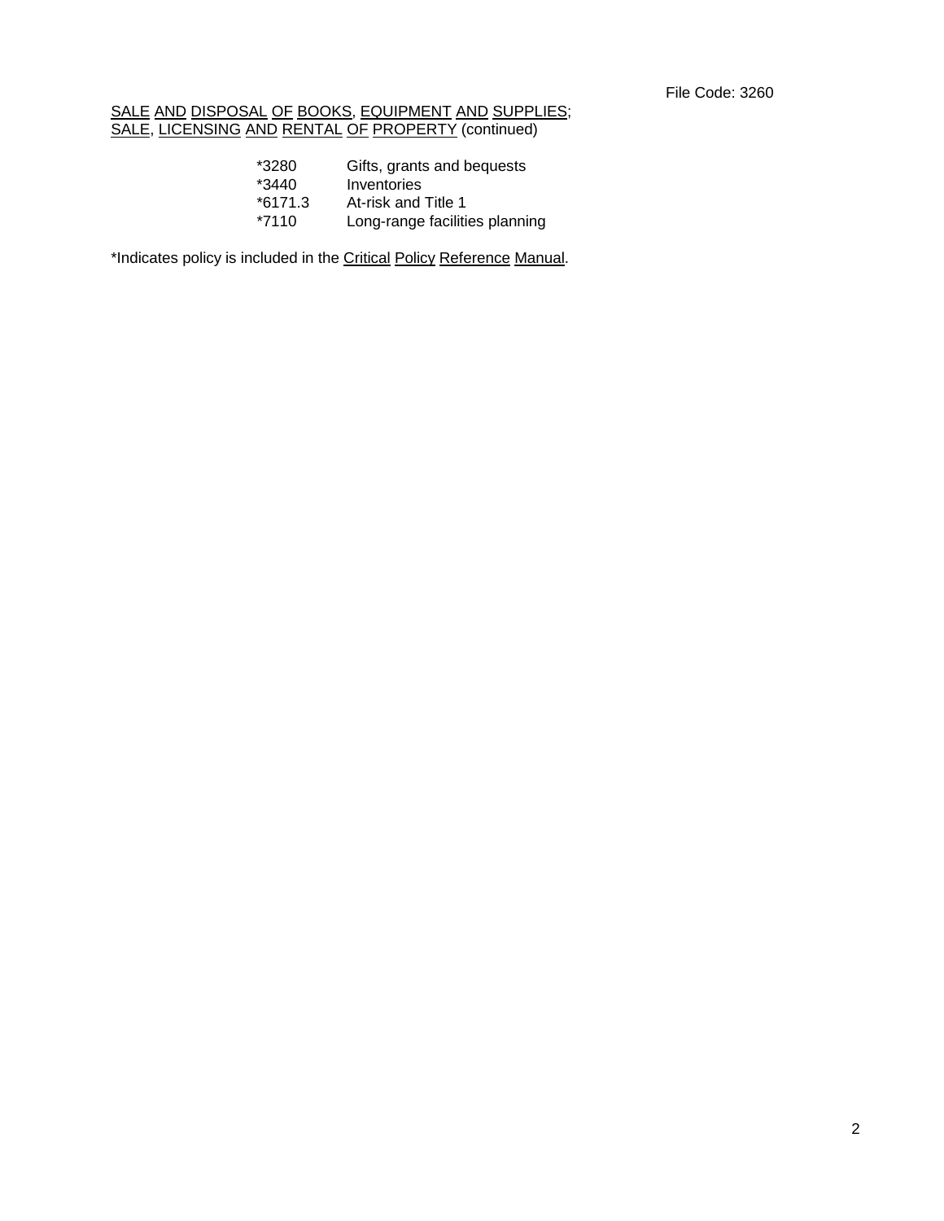SALE AND DISPOSAL OF BOOKS, EQUIPMENT AND SUPPLIES; SALE, LICENSING AND RENTAL OF PROPERTY (continued)

| | |
|---|---|
| *3280 | Gifts, grants and bequests |
| *3440 | Inventories |
| *6171.3 | At-risk and Title 1 |
| *7110 | Long-range facilities planning |

*Indicates policy is included in the Critical Policy Reference Manual.